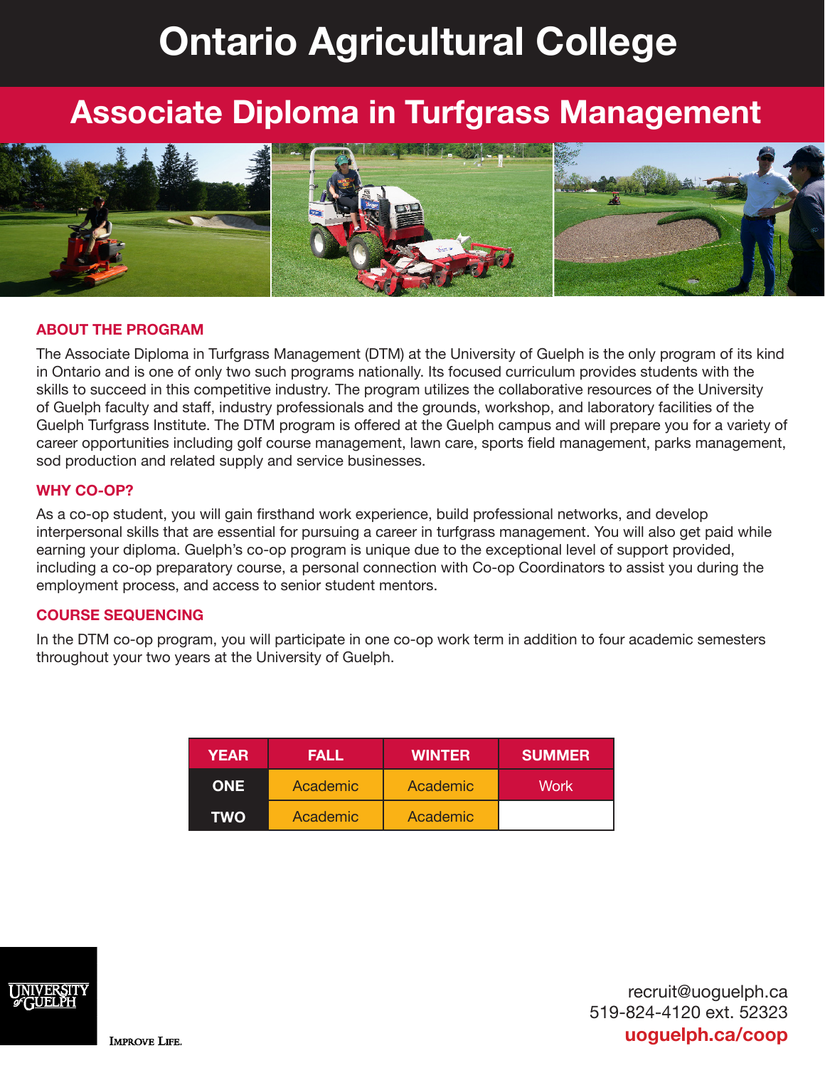# Ontario Agricultural College

## Associate Diploma in Turfgrass Management

### ABOUT THE PROGRAM

The Associate Diploma in Turfgrass Management (DTM) at the University of Guelph is the only program of its kind in Ontario and is one of only two such programs nationally. Its focused curriculum provides students with the skills to succeed in this competitive industry. The program utilizes the collaborative resources of the University of Guelph faculty and staff, industry professionals and the grounds, workshop, and laboratory facilities of the Guelph Turfgrass Institute. The DTM program is offered at the Guelph campus and will prepare you for a variety of career opportunities including golf course management, lawn care, sports field management, parks management, sod production and related supply and service businesses.

### WHY CO-OP?

As a co-op student, you will gain firsthand work experience, build professional networks, and develop interpersonal skills that are essential for pursuing a career in turfgrass management. You will also get paid while earning your diploma. Guelph's co-op program is unique due to the exceptional level of support provided, including a co-op preparatory course, a personal connection with Co-op Coordinators to assist you during the employment process, and access to senior student mentors.

### COURSE SEQUENCING

In the DTM co-op program, you will participate in one co-op work term in addition to four academic semesters throughout your two years at the University of Guelph.

| YEAR | FALL | WINTER | SUMMER |
|---|---|---|---|
| ONE | Academic | Academic | Work |
| TWO | Academic | Academic | |

UNIVERSITY of GUELPH

IMPROVE LIFE.

recruit@uoguelph.ca
519-824-4120 ext. 52323
**uoguelph.ca/coop**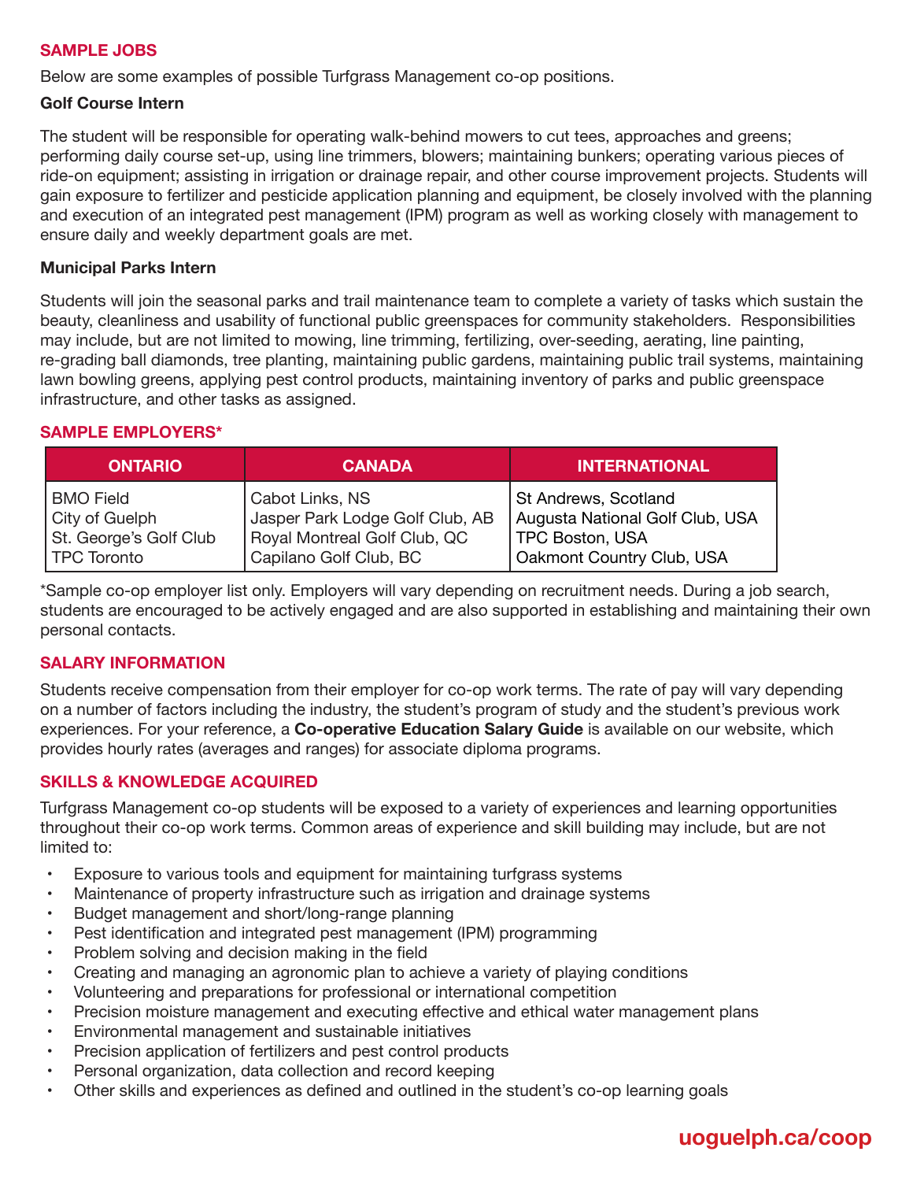## SAMPLE JOBS

Below are some examples of possible Turfgrass Management co-op positions.

**Golf Course Intern**

The student will be responsible for operating walk-behind mowers to cut tees, approaches and greens; performing daily course set-up, using line trimmers, blowers; maintaining bunkers; operating various pieces of ride-on equipment; assisting in irrigation or drainage repair, and other course improvement projects. Students will gain exposure to fertilizer and pesticide application planning and equipment, be closely involved with the planning and execution of an integrated pest management (IPM) program as well as working closely with management to ensure daily and weekly department goals are met.

**Municipal Parks Intern**

Students will join the seasonal parks and trail maintenance team to complete a variety of tasks which sustain the beauty, cleanliness and usability of functional public greenspaces for community stakeholders. Responsibilities may include, but are not limited to mowing, line trimming, fertilizing, over-seeding, aerating, line painting, re-grading ball diamonds, tree planting, maintaining public gardens, maintaining public trail systems, maintaining lawn bowling greens, applying pest control products, maintaining inventory of parks and public greenspace infrastructure, and other tasks as assigned.

## SAMPLE EMPLOYERS*

| ONTARIO | CANADA | INTERNATIONAL |
|---|---|---|
| BMO Field | Cabot Links, NS | St Andrews, Scotland |
| City of Guelph | Jasper Park Lodge Golf Club, AB | Augusta National Golf Club, USA |
| St. George's Golf Club | Royal Montreal Golf Club, QC | TPC Boston, USA |
| TPC Toronto | Capilano Golf Club, BC | Oakmont Country Club, USA |

*Sample co-op employer list only. Employers will vary depending on recruitment needs. During a job search, students are encouraged to be actively engaged and are also supported in establishing and maintaining their own personal contacts.

## SALARY INFORMATION

Students receive compensation from their employer for co-op work terms. The rate of pay will vary depending on a number of factors including the industry, the student's program of study and the student's previous work experiences. For your reference, a **Co-operative Education Salary Guide** is available on our website, which provides hourly rates (averages and ranges) for associate diploma programs.

## SKILLS & KNOWLEDGE ACQUIRED

Turfgrass Management co-op students will be exposed to a variety of experiences and learning opportunities throughout their co-op work terms. Common areas of experience and skill building may include, but are not limited to:

- Exposure to various tools and equipment for maintaining turfgrass systems
- Maintenance of property infrastructure such as irrigation and drainage systems
- Budget management and short/long-range planning
- Pest identification and integrated pest management (IPM) programming
- Problem solving and decision making in the field
- Creating and managing an agronomic plan to achieve a variety of playing conditions
- Volunteering and preparations for professional or international competition
- Precision moisture management and executing effective and ethical water management plans
- Environmental management and sustainable initiatives
- Precision application of fertilizers and pest control products
- Personal organization, data collection and record keeping
- Other skills and experiences as defined and outlined in the student's co-op learning goals

**uoguelph.ca/coop**